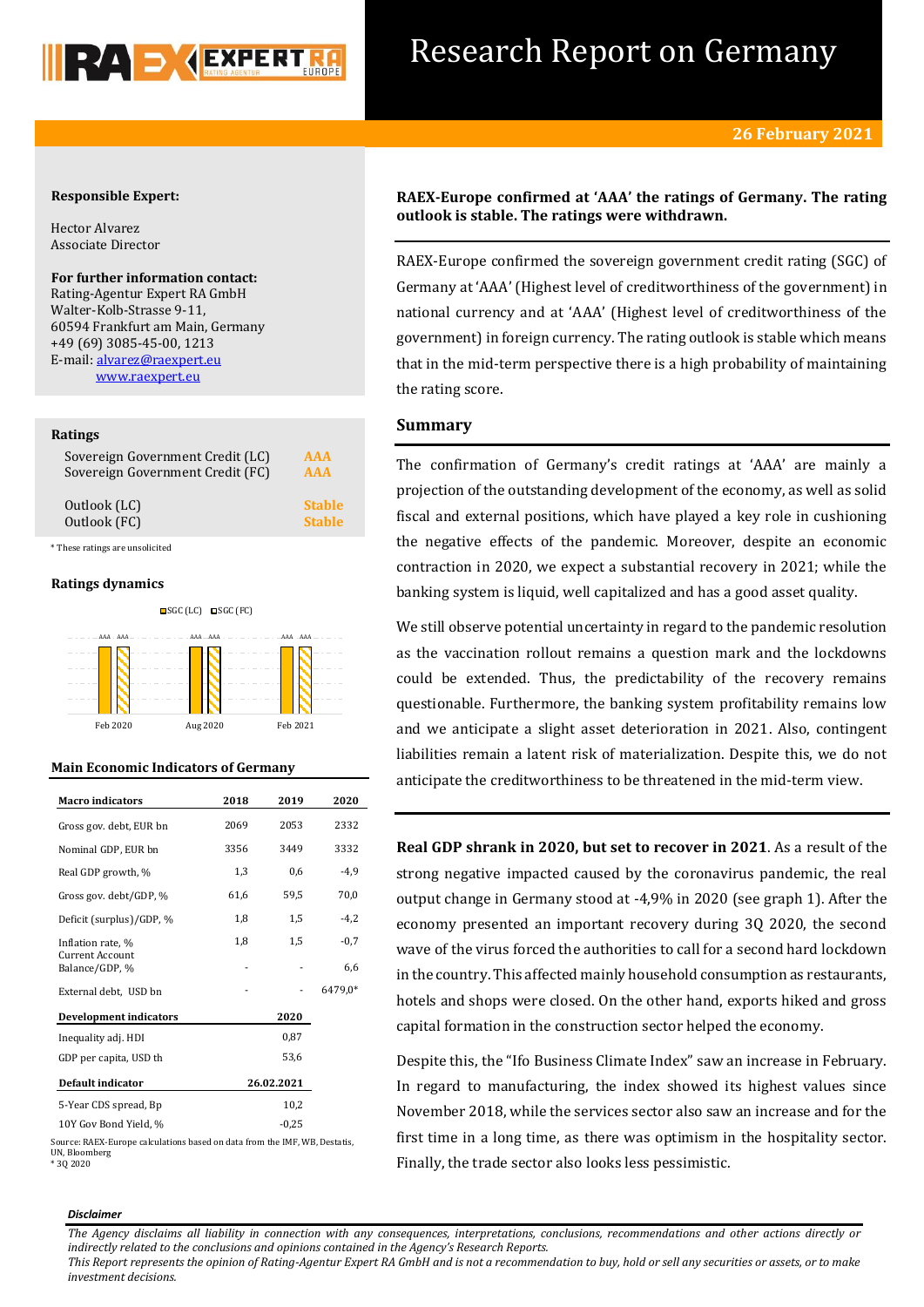# Research Report on Germany

**26 February 2021**

**Responsible Expert:**

Hector Alvarez
Associate Director

**For further information contact:**
Rating-Agentur Expert RA GmbH
Walter-Kolb-Strasse 9-11,
60594 Frankfurt am Main, Germany
+49 (69) 3085-45-00, 1213
E-mail: alvarez@raexpert.eu
www.raexpert.eu

**Ratings**

| | |
|---|---|
| Sovereign Government Credit (LC) | AAA |
| Sovereign Government Credit (FC) | AAA |
| Outlook (LC) | Stable |
| Outlook (FC) | Stable |

\* These ratings are unsolicited

**Ratings dynamics**

| | SGC (LC) | SGC (FC) |
|---|---|---|
| Feb 2020 | AAA | AAA |
| Aug 2020 | AAA | AAA |
| Feb 2021 | AAA | AAA |

**Main Economic Indicators of Germany**

| Macro indicators | 2018 | 2019 | 2020 |
|---|---|---|---|
| Gross gov. debt, EUR bn | 2069 | 2053 | 2332 |
| Nominal GDP, EUR bn | 3356 | 3449 | 3332 |
| Real GDP growth, % | 1,3 | 0,6 | -4,9 |
| Gross gov. debt/GDP, % | 61,6 | 59,5 | 70,0 |
| Deficit (surplus)/GDP, % | 1,8 | 1,5 | -4,2 |
| Inflation rate, % | 1,8 | 1,5 | -0,7 |
| Current Account Balance/GDP, % | - | - | 6,6 |
| External debt, USD bn | - | - | 6479,0* |
| **Development indicators** | | **2020** | |
| Inequality adj. HDI | | 0,87 | |
| GDP per capita, USD th | | 53,6 | |
| **Default indicator** | | **26.02.2021** | |
| 5-Year CDS spread, Bp | | 10,2 | |
| 10Y Gov Bond Yield, % | | -0,25 | |

Source: RAEX-Europe calculations based on data from the IMF, WB, Destatis, UN, Bloomberg
\* 3Q 2020

**RAEX-Europe confirmed at 'AAA' the ratings of Germany. The rating outlook is stable. The ratings were withdrawn.**

RAEX-Europe confirmed the sovereign government credit rating (SGC) of Germany at 'AAA' (Highest level of creditworthiness of the government) in national currency and at 'AAA' (Highest level of creditworthiness of the government) in foreign currency. The rating outlook is stable which means that in the mid-term perspective there is a high probability of maintaining the rating score.

## Summary

The confirmation of Germany's credit ratings at 'AAA' are mainly a projection of the outstanding development of the economy, as well as solid fiscal and external positions, which have played a key role in cushioning the negative effects of the pandemic. Moreover, despite an economic contraction in 2020, we expect a substantial recovery in 2021; while the banking system is liquid, well capitalized and has a good asset quality.

We still observe potential uncertainty in regard to the pandemic resolution as the vaccination rollout remains a question mark and the lockdowns could be extended. Thus, the predictability of the recovery remains questionable. Furthermore, the banking system profitability remains low and we anticipate a slight asset deterioration in 2021. Also, contingent liabilities remain a latent risk of materialization. Despite this, we do not anticipate the creditworthiness to be threatened in the mid-term view.

**Real GDP shrank in 2020, but set to recover in 2021**. As a result of the strong negative impacted caused by the coronavirus pandemic, the real output change in Germany stood at -4,9% in 2020 (see graph 1). After the economy presented an important recovery during 3Q 2020, the second wave of the virus forced the authorities to call for a second hard lockdown in the country. This affected mainly household consumption as restaurants, hotels and shops were closed. On the other hand, exports hiked and gross capital formation in the construction sector helped the economy.

Despite this, the "Ifo Business Climate Index" saw an increase in February. In regard to manufacturing, the index showed its highest values since November 2018, while the services sector also saw an increase and for the first time in a long time, as there was optimism in the hospitality sector. Finally, the trade sector also looks less pessimistic.

***Disclaimer***

*The Agency disclaims all liability in connection with any consequences, interpretations, conclusions, recommendations and other actions directly or indirectly related to the conclusions and opinions contained in the Agency's Research Reports.*
*This Report represents the opinion of Rating-Agentur Expert RA GmbH and is not a recommendation to buy, hold or sell any securities or assets, or to make investment decisions.*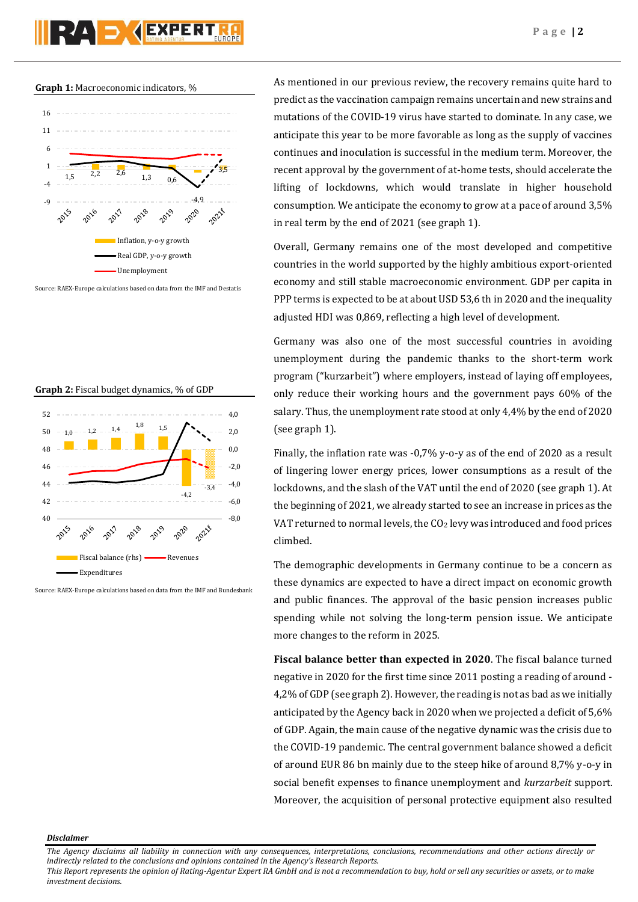**Graph 1:** Macroeconomic indicators, %

Source: RAEX-Europe calculations based on data from the IMF and Destatis

**Graph 2:** Fiscal budget dynamics, % of GDP

Source: RAEX-Europe calculations based on data from the IMF and Bundesbank

As mentioned in our previous review, the recovery remains quite hard to predict as the vaccination campaign remains uncertain and new strains and mutations of the COVID-19 virus have started to dominate. In any case, we anticipate this year to be more favorable as long as the supply of vaccines continues and inoculation is successful in the medium term. Moreover, the recent approval by the government of at-home tests, should accelerate the lifting of lockdowns, which would translate in higher household consumption. We anticipate the economy to grow at a pace of around 3,5% in real term by the end of 2021 (see graph 1).

Overall, Germany remains one of the most developed and competitive countries in the world supported by the highly ambitious export-oriented economy and still stable macroeconomic environment. GDP per capita in PPP terms is expected to be at about USD 53,6 th in 2020 and the inequality adjusted HDI was 0,869, reflecting a high level of development.

Germany was also one of the most successful countries in avoiding unemployment during the pandemic thanks to the short-term work program ("kurzarbeit") where employers, instead of laying off employees, only reduce their working hours and the government pays 60% of the salary. Thus, the unemployment rate stood at only 4,4% by the end of 2020 (see graph 1).

Finally, the inflation rate was -0,7% y-o-y as of the end of 2020 as a result of lingering lower energy prices, lower consumptions as a result of the lockdowns, and the slash of the VAT until the end of 2020 (see graph 1). At the beginning of 2021, we already started to see an increase in prices as the VAT returned to normal levels, the $CO_2$ levy was introduced and food prices climbed.

The demographic developments in Germany continue to be a concern as these dynamics are expected to have a direct impact on economic growth and public finances. The approval of the basic pension increases public spending while not solving the long-term pension issue. We anticipate more changes to the reform in 2025.

**Fiscal balance better than expected in 2020**. The fiscal balance turned negative in 2020 for the first time since 2011 posting a reading of around -4,2% of GDP (see graph 2). However, the reading is not as bad as we initially anticipated by the Agency back in 2020 when we projected a deficit of 5,6% of GDP. Again, the main cause of the negative dynamic was the crisis due to the COVID-19 pandemic. The central government balance showed a deficit of around EUR 86 bn mainly due to the steep hike of around 8,7% y-o-y in social benefit expenses to finance unemployment and *kurzarbeit* support. Moreover, the acquisition of personal protective equipment also resulted

***Disclaimer***

*The Agency disclaims all liability in connection with any consequences, interpretations, conclusions, recommendations and other actions directly or indirectly related to the conclusions and opinions contained in the Agency's Research Reports.*
*This Report represents the opinion of Rating-Agentur Expert RA GmbH and is not a recommendation to buy, hold or sell any securities or assets, or to make investment decisions.*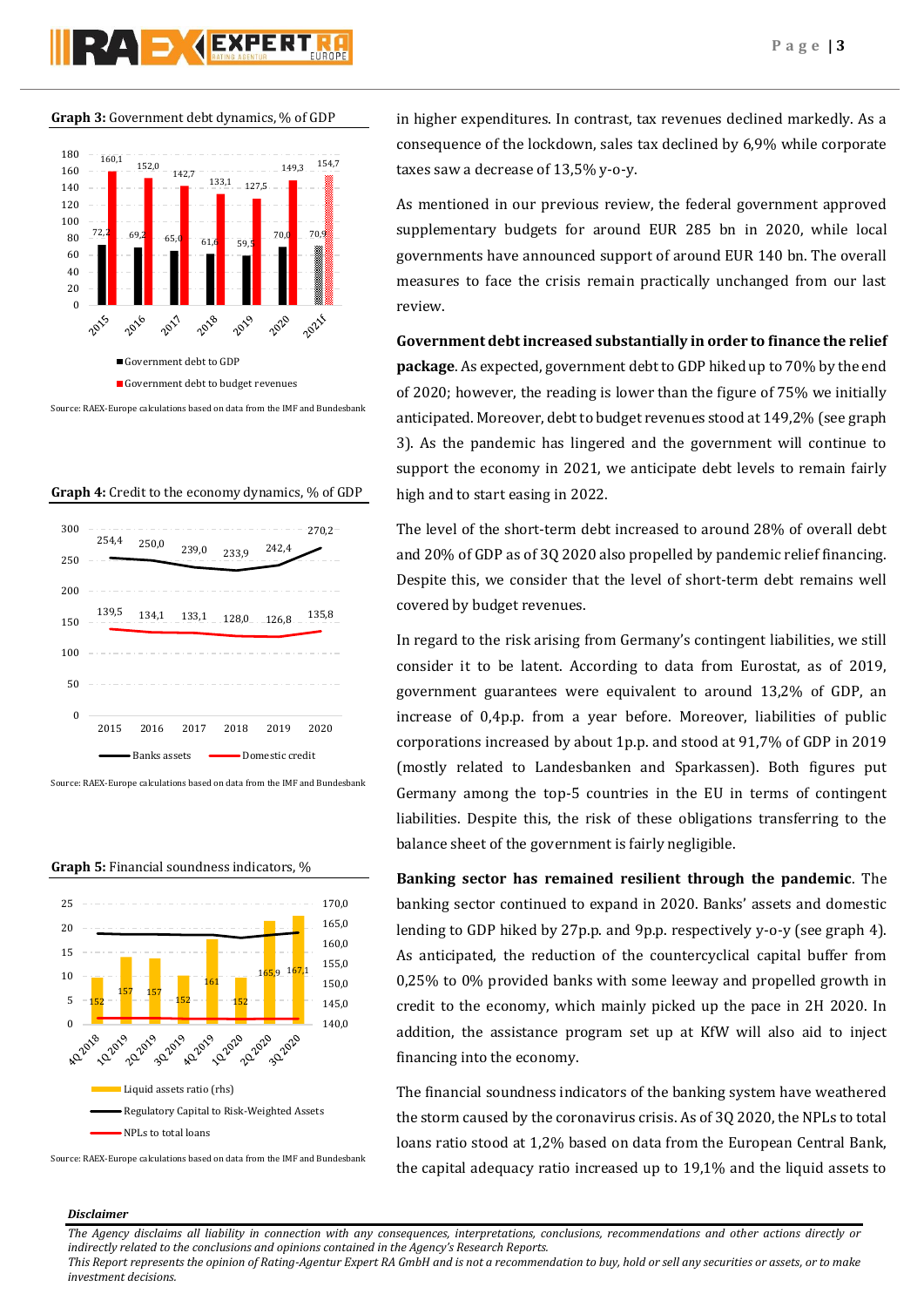**Graph 3:** Government debt dynamics, % of GDP

| | 2015 | 2016 | 2017 | 2018 | 2019 | 2020 | 2021f |
|---|---|---|---|---|---|---|---|
| Government debt to GDP | 72,2 | 69,2 | 65,0 | 61,6 | 59,5 | 70,0 | 70,9 |
| Government debt to budget revenues | 160,1 | 152,0 | 142,7 | 133,1 | 127,5 | 149,3 | 154,7 |

Source: RAEX-Europe calculations based on data from the IMF and Bundesbank

**Graph 4:** Credit to the economy dynamics, % of GDP

| | 2015 | 2016 | 2017 | 2018 | 2019 | 2020 |
|---|---|---|---|---|---|---|
| Banks assets | 254,4 | 250,0 | 239,0 | 233,9 | 242,4 | 270,2 |
| Domestic credit | 139,5 | 134,1 | 133,1 | 128,0 | 126,8 | 135,8 |

Source: RAEX-Europe calculations based on data from the IMF and Bundesbank

**Graph 5:** Financial soundness indicators, %

| | 4Q 2018 | 1Q 2019 | 2Q 2019 | 3Q 2019 | 4Q 2019 | 1Q 2020 | 2Q 2020 | 3Q 2020 |
|---|---|---|---|---|---|---|---|---|
| Liquid assets ratio (rhs) | 152 | 157 | 157 | 152 | 161 | 152 | 165,9 | 167,1 |

Regulatory Capital to Risk-Weighted Assets; NPLs to total loans

Source: RAEX-Europe calculations based on data from the IMF and Bundesbank

in higher expenditures. In contrast, tax revenues declined markedly. As a consequence of the lockdown, sales tax declined by 6,9% while corporate taxes saw a decrease of 13,5% y-o-y.

As mentioned in our previous review, the federal government approved supplementary budgets for around EUR 285 bn in 2020, while local governments have announced support of around EUR 140 bn. The overall measures to face the crisis remain practically unchanged from our last review.

**Government debt increased substantially in order to finance the relief package**. As expected, government debt to GDP hiked up to 70% by the end of 2020; however, the reading is lower than the figure of 75% we initially anticipated. Moreover, debt to budget revenues stood at 149,2% (see graph 3). As the pandemic has lingered and the government will continue to support the economy in 2021, we anticipate debt levels to remain fairly high and to start easing in 2022.

The level of the short-term debt increased to around 28% of overall debt and 20% of GDP as of 3Q 2020 also propelled by pandemic relief financing. Despite this, we consider that the level of short-term debt remains well covered by budget revenues.

In regard to the risk arising from Germany's contingent liabilities, we still consider it to be latent. According to data from Eurostat, as of 2019, government guarantees were equivalent to around 13,2% of GDP, an increase of 0,4p.p. from a year before. Moreover, liabilities of public corporations increased by about 1p.p. and stood at 91,7% of GDP in 2019 (mostly related to Landesbanken and Sparkassen). Both figures put Germany among the top-5 countries in the EU in terms of contingent liabilities. Despite this, the risk of these obligations transferring to the balance sheet of the government is fairly negligible.

**Banking sector has remained resilient through the pandemic**. The banking sector continued to expand in 2020. Banks' assets and domestic lending to GDP hiked by 27p.p. and 9p.p. respectively y-o-y (see graph 4). As anticipated, the reduction of the countercyclical capital buffer from 0,25% to 0% provided banks with some leeway and propelled growth in credit to the economy, which mainly picked up the pace in 2H 2020. In addition, the assistance program set up at KfW will also aid to inject financing into the economy.

The financial soundness indicators of the banking system have weathered the storm caused by the coronavirus crisis. As of 3Q 2020, the NPLs to total loans ratio stood at 1,2% based on data from the European Central Bank, the capital adequacy ratio increased up to 19,1% and the liquid assets to

***Disclaimer***

*The Agency disclaims all liability in connection with any consequences, interpretations, conclusions, recommendations and other actions directly or indirectly related to the conclusions and opinions contained in the Agency's Research Reports.*
*This Report represents the opinion of Rating-Agentur Expert RA GmbH and is not a recommendation to buy, hold or sell any securities or assets, or to make investment decisions.*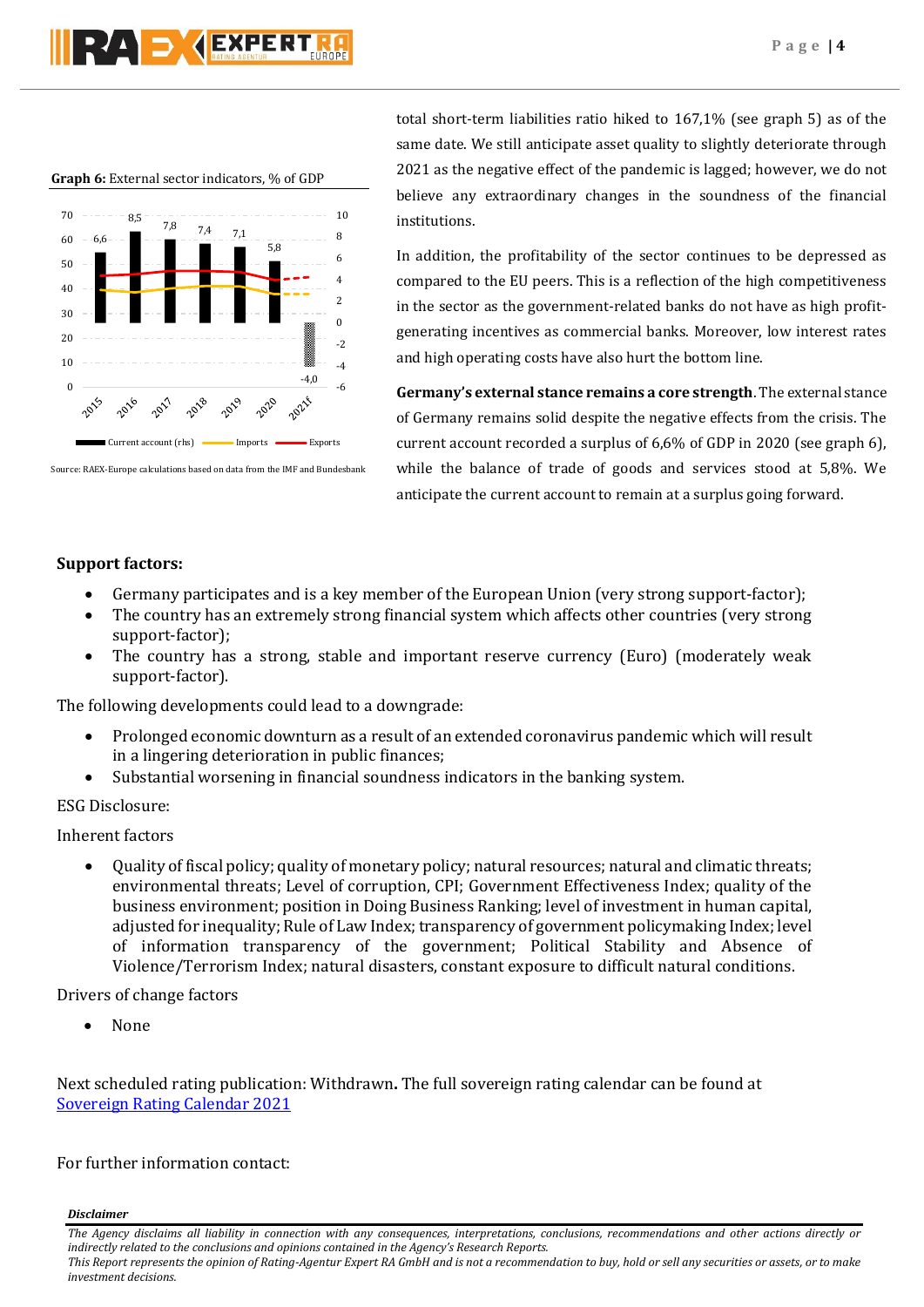**Graph 6:** External sector indicators, % of GDP

Source: RAEX-Europe calculations based on data from the IMF and Bundesbank

total short-term liabilities ratio hiked to 167,1% (see graph 5) as of the same date. We still anticipate asset quality to slightly deteriorate through 2021 as the negative effect of the pandemic is lagged; however, we do not believe any extraordinary changes in the soundness of the financial institutions.

In addition, the profitability of the sector continues to be depressed as compared to the EU peers. This is a reflection of the high competitiveness in the sector as the government-related banks do not have as high profit-generating incentives as commercial banks. Moreover, low interest rates and high operating costs have also hurt the bottom line.

**Germany's external stance remains a core strength**. The external stance of Germany remains solid despite the negative effects from the crisis. The current account recorded a surplus of 6,6% of GDP in 2020 (see graph 6), while the balance of trade of goods and services stood at 5,8%. We anticipate the current account to remain at a surplus going forward.

**Support factors:**

- Germany participates and is a key member of the European Union (very strong support-factor);
- The country has an extremely strong financial system which affects other countries (very strong support-factor);
- The country has a strong, stable and important reserve currency (Euro) (moderately weak support-factor).

The following developments could lead to a downgrade:

- Prolonged economic downturn as a result of an extended coronavirus pandemic which will result in a lingering deterioration in public finances;
- Substantial worsening in financial soundness indicators in the banking system.

ESG Disclosure:

Inherent factors

- Quality of fiscal policy; quality of monetary policy; natural resources; natural and climatic threats; environmental threats; Level of corruption, CPI; Government Effectiveness Index; quality of the business environment; position in Doing Business Ranking; level of investment in human capital, adjusted for inequality; Rule of Law Index; transparency of government policymaking Index; level of information transparency of the government; Political Stability and Absence of Violence/Terrorism Index; natural disasters, constant exposure to difficult natural conditions.

Drivers of change factors

- None

Next scheduled rating publication: Withdrawn**.** The full sovereign rating calendar can be found at [Sovereign Rating Calendar 2021]

For further information contact:

***Disclaimer***

*The Agency disclaims all liability in connection with any consequences, interpretations, conclusions, recommendations and other actions directly or indirectly related to the conclusions and opinions contained in the Agency's Research Reports.*

*This Report represents the opinion of Rating-Agentur Expert RA GmbH and is not a recommendation to buy, hold or sell any securities or assets, or to make investment decisions.*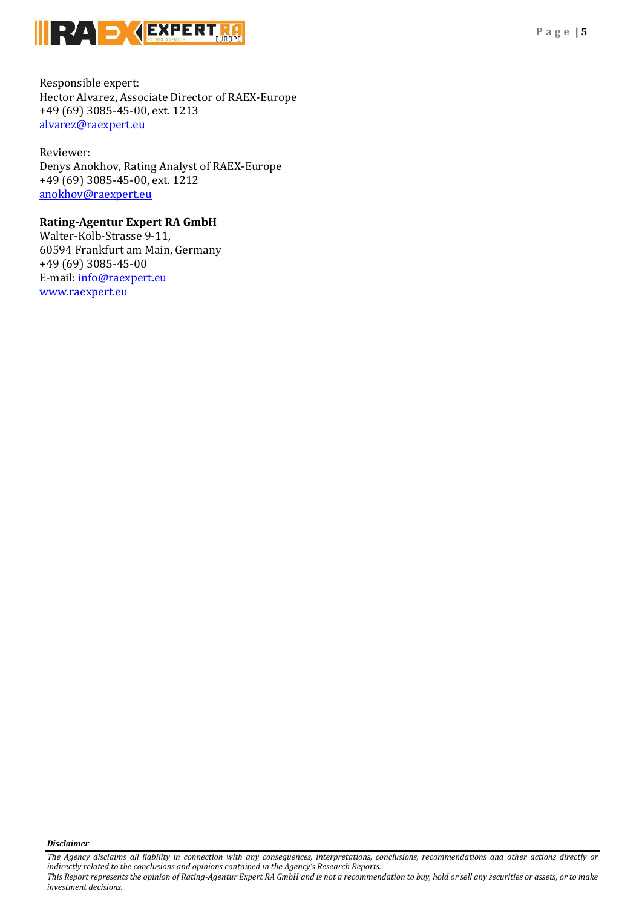Responsible expert:
Hector Alvarez, Associate Director of RAEX-Europe
+49 (69) 3085-45-00, ext. 1213
alvarez@raexpert.eu

Reviewer:
Denys Anokhov, Rating Analyst of RAEX-Europe
+49 (69) 3085-45-00, ext. 1212
anokhov@raexpert.eu

**Rating-Agentur Expert RA GmbH**
Walter-Kolb-Strasse 9-11,
60594 Frankfurt am Main, Germany
+49 (69) 3085-45-00
E-mail: info@raexpert.eu
www.raexpert.eu

***Disclaimer***

*The Agency disclaims all liability in connection with any consequences, interpretations, conclusions, recommendations and other actions directly or indirectly related to the conclusions and opinions contained in the Agency's Research Reports.*
*This Report represents the opinion of Rating-Agentur Expert RA GmbH and is not a recommendation to buy, hold or sell any securities or assets, or to make investment decisions.*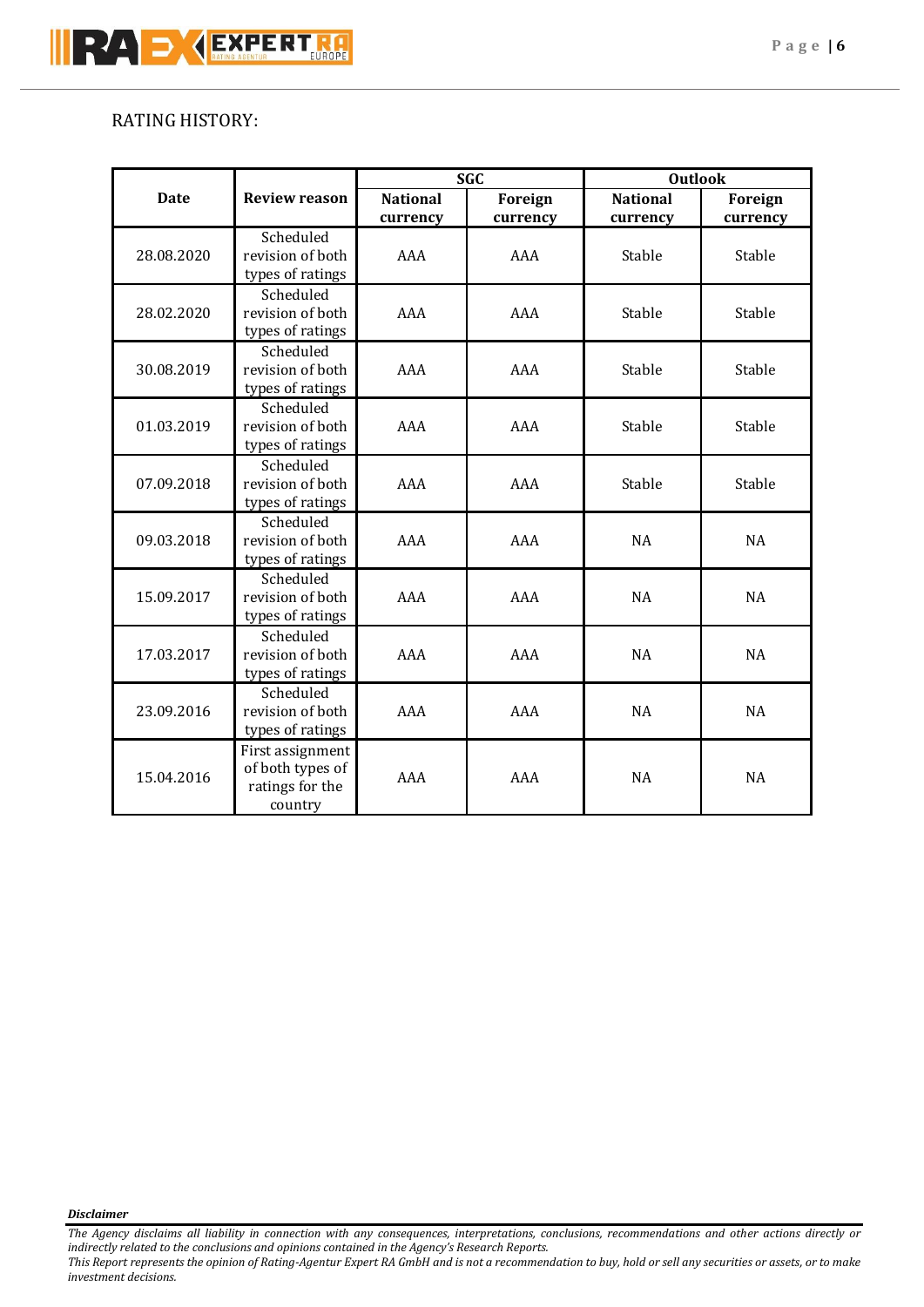RATING HISTORY:

| Date | Review reason | SGC | | Outlook | |
|---|---|---|---|---|---|
| | | National currency | Foreign currency | National currency | Foreign currency |
| 28.08.2020 | Scheduled revision of both types of ratings | AAA | AAA | Stable | Stable |
| 28.02.2020 | Scheduled revision of both types of ratings | AAA | AAA | Stable | Stable |
| 30.08.2019 | Scheduled revision of both types of ratings | AAA | AAA | Stable | Stable |
| 01.03.2019 | Scheduled revision of both types of ratings | AAA | AAA | Stable | Stable |
| 07.09.2018 | Scheduled revision of both types of ratings | AAA | AAA | Stable | Stable |
| 09.03.2018 | Scheduled revision of both types of ratings | AAA | AAA | NA | NA |
| 15.09.2017 | Scheduled revision of both types of ratings | AAA | AAA | NA | NA |
| 17.03.2017 | Scheduled revision of both types of ratings | AAA | AAA | NA | NA |
| 23.09.2016 | Scheduled revision of both types of ratings | AAA | AAA | NA | NA |
| 15.04.2016 | First assignment of both types of ratings for the country | AAA | AAA | NA | NA |

***Disclaimer***

*The Agency disclaims all liability in connection with any consequences, interpretations, conclusions, recommendations and other actions directly or indirectly related to the conclusions and opinions contained in the Agency's Research Reports.*

*This Report represents the opinion of Rating-Agentur Expert RA GmbH and is not a recommendation to buy, hold or sell any securities or assets, or to make investment decisions.*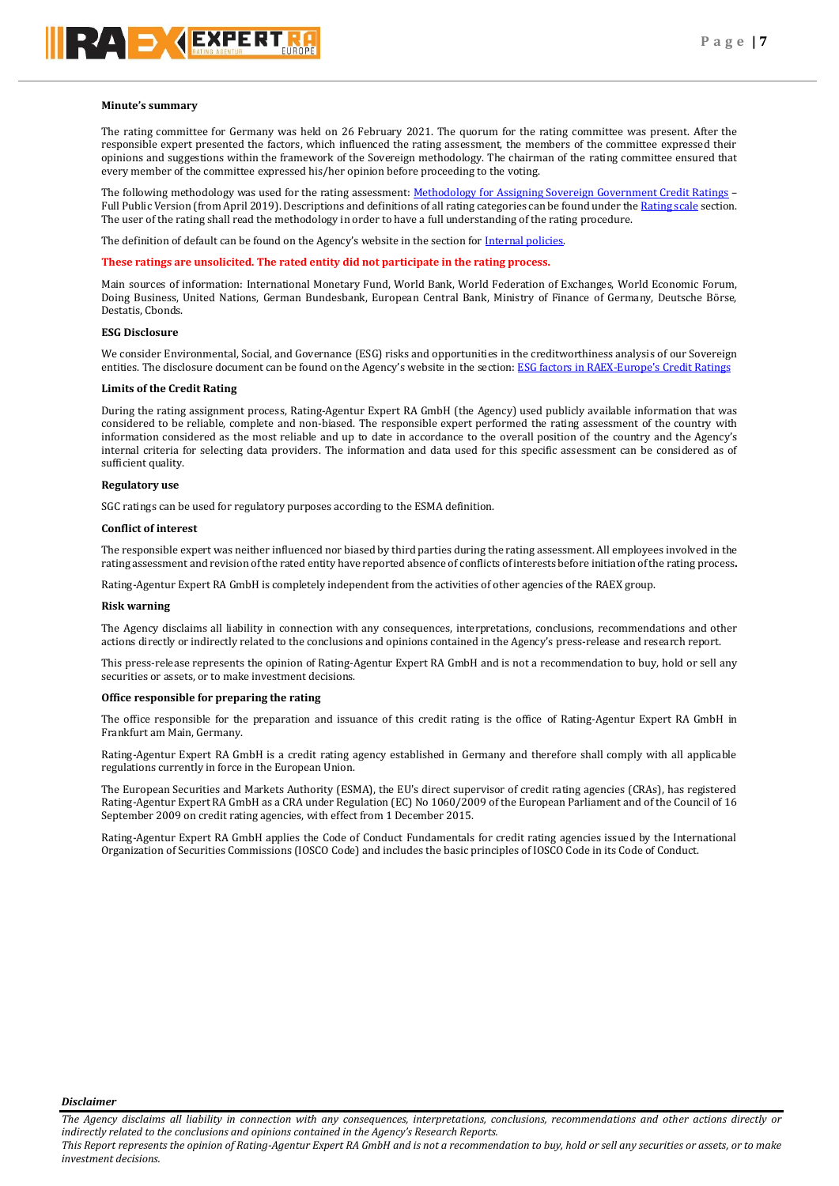**Minute's summary**

The rating committee for Germany was held on 26 February 2021. The quorum for the rating committee was present. After the responsible expert presented the factors, which influenced the rating assessment, the members of the committee expressed their opinions and suggestions within the framework of the Sovereign methodology. The chairman of the rating committee ensured that every member of the committee expressed his/her opinion before proceeding to the voting.

The following methodology was used for the rating assessment: Methodology for Assigning Sovereign Government Credit Ratings – Full Public Version (from April 2019). Descriptions and definitions of all rating categories can be found under the Rating scale section. The user of the rating shall read the methodology in order to have a full understanding of the rating procedure.

The definition of default can be found on the Agency's website in the section for Internal policies.

**These ratings are unsolicited. The rated entity did not participate in the rating process.**

Main sources of information: International Monetary Fund, World Bank, World Federation of Exchanges, World Economic Forum, Doing Business, United Nations, German Bundesbank, European Central Bank, Ministry of Finance of Germany, Deutsche Börse, Destatis, Cbonds.

**ESG Disclosure**

We consider Environmental, Social, and Governance (ESG) risks and opportunities in the creditworthiness analysis of our Sovereign entities. The disclosure document can be found on the Agency's website in the section: ESG factors in RAEX-Europe's Credit Ratings

**Limits of the Credit Rating**

During the rating assignment process, Rating-Agentur Expert RA GmbH (the Agency) used publicly available information that was considered to be reliable, complete and non-biased. The responsible expert performed the rating assessment of the country with information considered as the most reliable and up to date in accordance to the overall position of the country and the Agency's internal criteria for selecting data providers. The information and data used for this specific assessment can be considered as of sufficient quality.

**Regulatory use**

SGC ratings can be used for regulatory purposes according to the ESMA definition.

**Conflict of interest**

The responsible expert was neither influenced nor biased by third parties during the rating assessment. All employees involved in the rating assessment and revision of the rated entity have reported absence of conflicts of interests before initiation of the rating process.

Rating-Agentur Expert RA GmbH is completely independent from the activities of other agencies of the RAEX group.

**Risk warning**

The Agency disclaims all liability in connection with any consequences, interpretations, conclusions, recommendations and other actions directly or indirectly related to the conclusions and opinions contained in the Agency's press-release and research report.

This press-release represents the opinion of Rating-Agentur Expert RA GmbH and is not a recommendation to buy, hold or sell any securities or assets, or to make investment decisions.

**Office responsible for preparing the rating**

The office responsible for the preparation and issuance of this credit rating is the office of Rating-Agentur Expert RA GmbH in Frankfurt am Main, Germany.

Rating-Agentur Expert RA GmbH is a credit rating agency established in Germany and therefore shall comply with all applicable regulations currently in force in the European Union.

The European Securities and Markets Authority (ESMA), the EU's direct supervisor of credit rating agencies (CRAs), has registered Rating-Agentur Expert RA GmbH as a CRA under Regulation (EC) No 1060/2009 of the European Parliament and of the Council of 16 September 2009 on credit rating agencies, with effect from 1 December 2015.

Rating-Agentur Expert RA GmbH applies the Code of Conduct Fundamentals for credit rating agencies issued by the International Organization of Securities Commissions (IOSCO Code) and includes the basic principles of IOSCO Code in its Code of Conduct.

***Disclaimer***

*The Agency disclaims all liability in connection with any consequences, interpretations, conclusions, recommendations and other actions directly or indirectly related to the conclusions and opinions contained in the Agency's Research Reports.*
*This Report represents the opinion of Rating-Agentur Expert RA GmbH and is not a recommendation to buy, hold or sell any securities or assets, or to make investment decisions.*